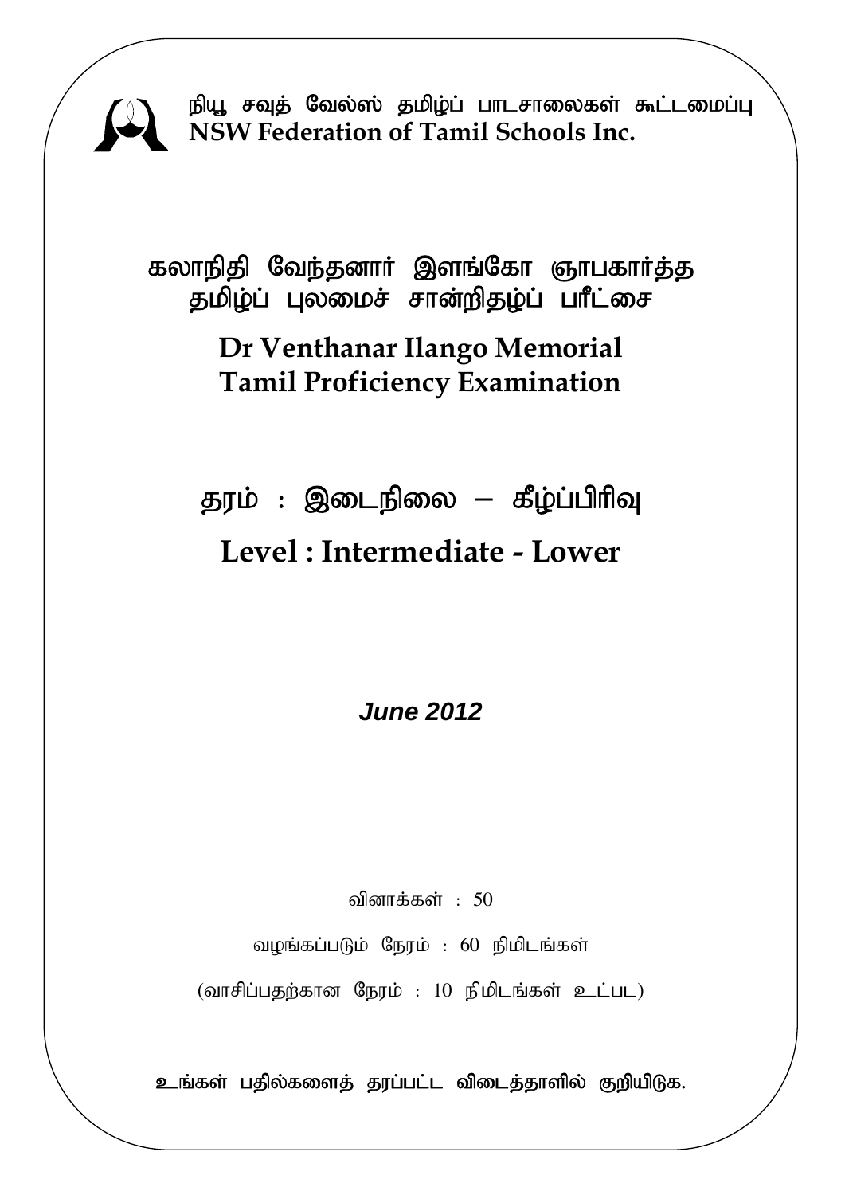நியூ சவுத் வேல்ஸ் தமிழ்ப் பாடசாலைகள் கூட்டமைப்பு
**NSW Federation of Tamil Schools Inc.**

# கலாநிதி வேந்தனார் இளங்கோ ஞாபகார்த்த தமிழ்ப் புலமைச் சான்றிதழ்ப் பரீட்சை

# Dr Venthanar Ilango Memorial Tamil Proficiency Examination

## தரம் : இடைநிலை – கீழ்ப்பிரிவு

## Level : Intermediate - Lower

***June 2012***

வினாக்கள் : 50

வழங்கப்படும் நேரம் : 60 நிமிடங்கள்

(வாசிப்பதற்கான நேரம் : 10 நிமிடங்கள் உட்பட)

**உங்கள் பதில்களைத் தரப்பட்ட விடைத்தாளில் குறியிடுக.**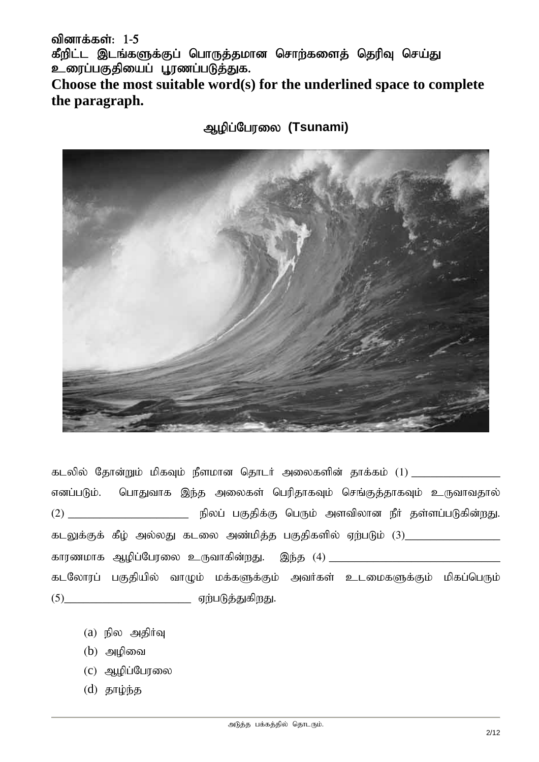**வினாக்கள்: 1-5**
**கீறிட்ட இடங்களுக்குப் பொருத்தமான சொற்களைத் தெரிவு செய்து உரைப்பகுதியைப் பூரணப்படுத்துக.**
**Choose the most suitable word(s) for the underlined space to complete the paragraph.**

## ஆழிப்பேரலை (Tsunami)

கடலில் தோன்றும் மிகவும் நீளமான தொடர் அலைகளின் தாக்கம் (1) _______________ எனப்படும். பொதுவாக இந்த அலைகள் பெரிதாகவும் செங்குத்தாகவும் உருவாவதால் (2) _____________________ நிலப் பகுதிக்கு பெரும் அளவிலான நீர் தள்ளப்படுகின்றது. கடலுக்குக் கீழ் அல்லது கடலை அண்மித்த பகுதிகளில் ஏற்படும் (3)________________ காரணமாக ஆழிப்பேரலை உருவாகின்றது. இந்த (4) _____________________________ கடலோரப் பகுதியில் வாழும் மக்களுக்கும் அவர்கள் உடமைகளுக்கும் மிகப்பெரும் (5)______________________ ஏற்படுத்துகிறது.

(a) நில அதிர்வு
(b) அழிவை
(c) ஆழிப்பேரலை
(d) தாழ்ந்த

அடுத்த பக்கத்தில் தொடரும்.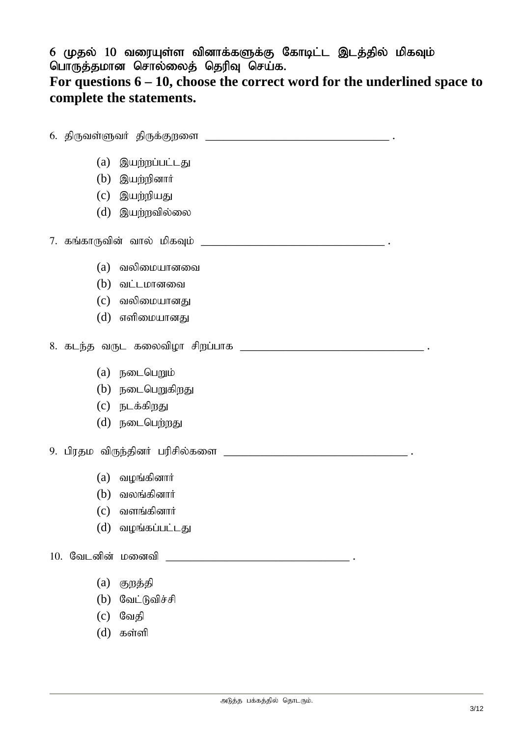**6 முதல் 10 வரையுள்ள வினாக்களுக்கு கோடிட்ட இடத்தில் மிகவும் பொருத்தமான சொல்லைத் தெரிவு செய்க.**

**For questions 6 – 10, choose the correct word for the underlined space to complete the statements.**

6. திருவள்ளுவர் திருக்குறளை \_\_\_\_\_\_\_\_\_\_\_\_\_\_\_\_\_\_\_\_\_\_\_\_\_\_\_\_\_\_\_\_ .

   (a) இயற்றப்பட்டது
   (b) இயற்றினார்
   (c) இயற்றியது
   (d) இயற்றவில்லை

7. கங்காருவின் வால் மிகவும் \_\_\_\_\_\_\_\_\_\_\_\_\_\_\_\_\_\_\_\_\_\_\_\_\_\_\_\_\_\_\_\_ .

   (a) வலிமையானவை
   (b) வட்டமானவை
   (c) வலிமையானது
   (d) எளிமையானது

8. கடந்த வருட கலைவிழா சிறப்பாக \_\_\_\_\_\_\_\_\_\_\_\_\_\_\_\_\_\_\_\_\_\_\_\_\_\_\_\_\_\_\_\_ .

   (a) நடைபெறும்
   (b) நடைபெறுகிறது
   (c) நடக்கிறது
   (d) நடைபெற்றது

9. பிரதம விருந்தினர் பரிசில்களை \_\_\_\_\_\_\_\_\_\_\_\_\_\_\_\_\_\_\_\_\_\_\_\_\_\_\_\_\_\_\_\_ .

   (a) வழங்கினார்
   (b) வலங்கினார்
   (c) வளங்கினார்
   (d) வழங்கப்பட்டது

10. வேடனின் மனைவி \_\_\_\_\_\_\_\_\_\_\_\_\_\_\_\_\_\_\_\_\_\_\_\_\_\_\_\_\_\_\_\_ .

    (a) குறத்தி
    (b) வேட்டுவிச்சி
    (c) வேதி
    (d) கள்ளி

அடுத்த பக்கத்தில் தொடரும்.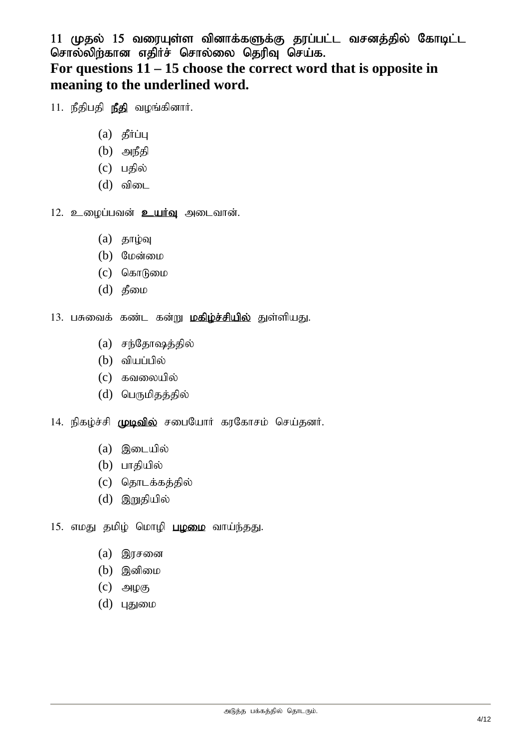**11 முதல் 15 வரையுள்ள வினாக்களுக்கு தரப்பட்ட வசனத்தில் கோடிட்ட சொல்லிற்கான எதிர்ச் சொல்லை தெரிவு செய்க.**

**For questions 11 – 15 choose the correct word that is opposite in meaning to the underlined word.**

11. நீதிபதி <u>**நீதி**</u> வழங்கினார்.

    (a) தீர்ப்பு
    (b) அநீதி
    (c) பதில்
    (d) விடை

12. உழைப்பவன் <u>**உயர்வு**</u> அடைவான்.

    (a) தாழ்வு
    (b) மேன்மை
    (c) கொடுமை
    (d) தீமை

13. பசுவைக் கண்ட கன்று <u>**மகிழ்ச்சியில்**</u> துள்ளியது.

    (a) சந்தோஷத்தில்
    (b) வியப்பில்
    (c) கவலையில்
    (d) பெருமிதத்தில்

14. நிகழ்ச்சி <u>**முடிவில்**</u> சபையோர் கரகோசம் செய்தனர்.

    (a) இடையில்
    (b) பாதியில்
    (c) தொடக்கத்தில்
    (d) இறுதியில்

15. எமது தமிழ் மொழி <u>**பழமை**</u> வாய்ந்தது.

    (a) இரசனை
    (b) இனிமை
    (c) அழகு
    (d) புதுமை

அடுத்த பக்கத்தில் தொடரும்.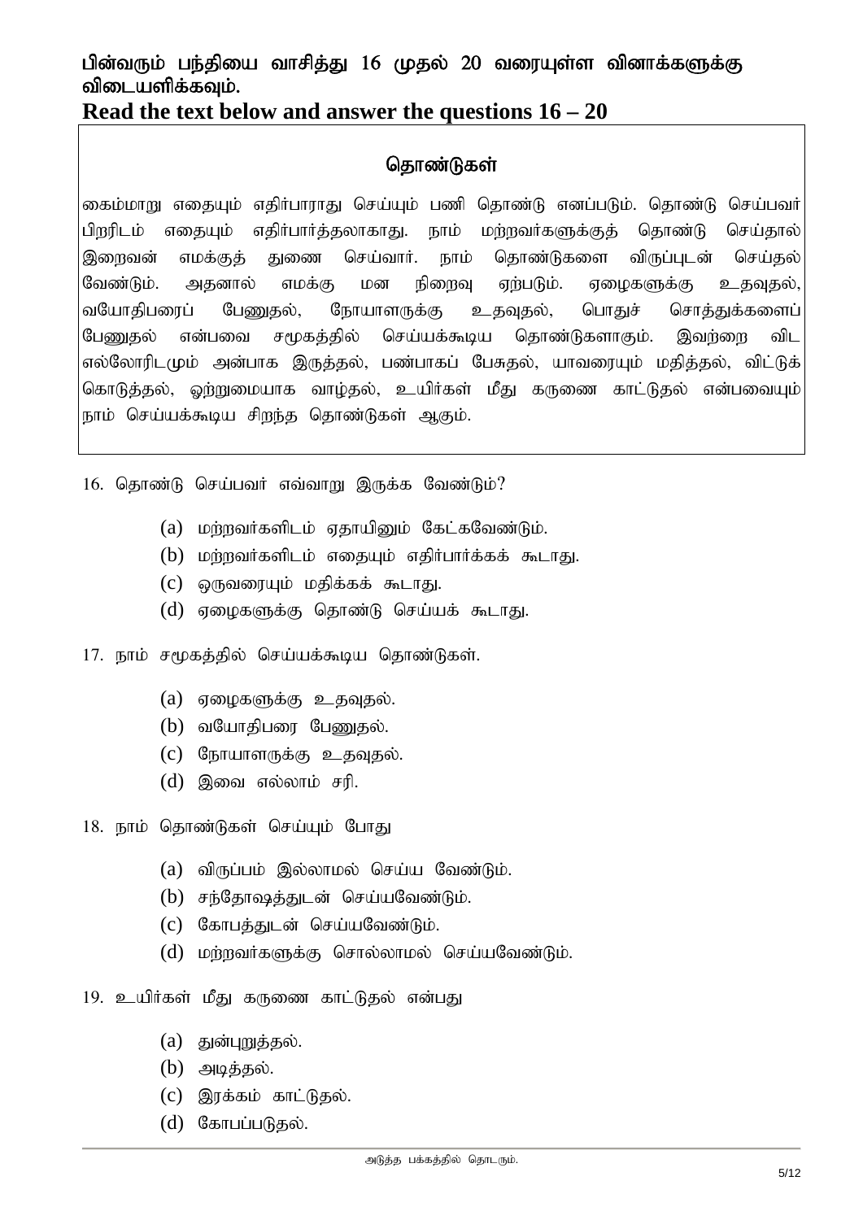**பின்வரும் பந்தியை வாசித்து 16 முதல் 20 வரையுள்ள வினாக்களுக்கு விடையளிக்கவும்.**

**Read the text below and answer the questions 16 – 20**

## தொண்டுகள்

கைம்மாறு எதையும் எதிர்பாராது செய்யும் பணி தொண்டு எனப்படும். தொண்டு செய்பவர் பிறரிடம் எதையும் எதிர்பார்த்தலாகாது. நாம் மற்றவர்களுக்குத் தொண்டு செய்தால் இறைவன் எமக்குத் துணை செய்வார். நாம் தொண்டுகளை விருப்புடன் செய்தல் வேண்டும். அதனால் எமக்கு மன நிறைவு ஏற்படும். ஏழைகளுக்கு உதவுதல், வயோதிபரைப் பேணுதல், நோயாளருக்கு உதவுதல், பொதுச் சொத்துக்களைப் பேணுதல் என்பவை சமூகத்தில் செய்யக்கூடிய தொண்டுகளாகும். இவற்றை விட எல்லோரிடமும் அன்பாக இருத்தல், பண்பாகப் பேசுதல், யாவரையும் மதித்தல், விட்டுக் கொடுத்தல், ஓற்றுமையாக வாழ்தல், உயிர்கள் மீது கருணை காட்டுதல் என்பவையும் நாம் செய்யக்கூடிய சிறந்த தொண்டுகள் ஆகும்.

16. தொண்டு செய்பவர் எவ்வாறு இருக்க வேண்டும்?

    (a) மற்றவர்களிடம் ஏதாயினும் கேட்கவேண்டும்.
    (b) மற்றவர்களிடம் எதையும் எதிர்பார்க்கக் கூடாது.
    (c) ஒருவரையும் மதிக்கக் கூடாது.
    (d) ஏழைகளுக்கு தொண்டு செய்யக் கூடாது.

17. நாம் சமூகத்தில் செய்யக்கூடிய தொண்டுகள்.

    (a) ஏழைகளுக்கு உதவுதல்.
    (b) வயோதிபரை பேணுதல்.
    (c) நோயாளருக்கு உதவுதல்.
    (d) இவை எல்லாம் சரி.

18. நாம் தொண்டுகள் செய்யும் போது

    (a) விருப்பம் இல்லாமல் செய்ய வேண்டும்.
    (b) சந்தோஷத்துடன் செய்யவேண்டும்.
    (c) கோபத்துடன் செய்யவேண்டும்.
    (d) மற்றவர்களுக்கு சொல்லாமல் செய்யவேண்டும்.

19. உயிர்கள் மீது கருணை காட்டுதல் என்பது

    (a) துன்புறுத்தல்.
    (b) அடித்தல்.
    (c) இரக்கம் காட்டுதல்.
    (d) கோபப்படுதல்.

அடுத்த பக்கத்தில் தொடரும்.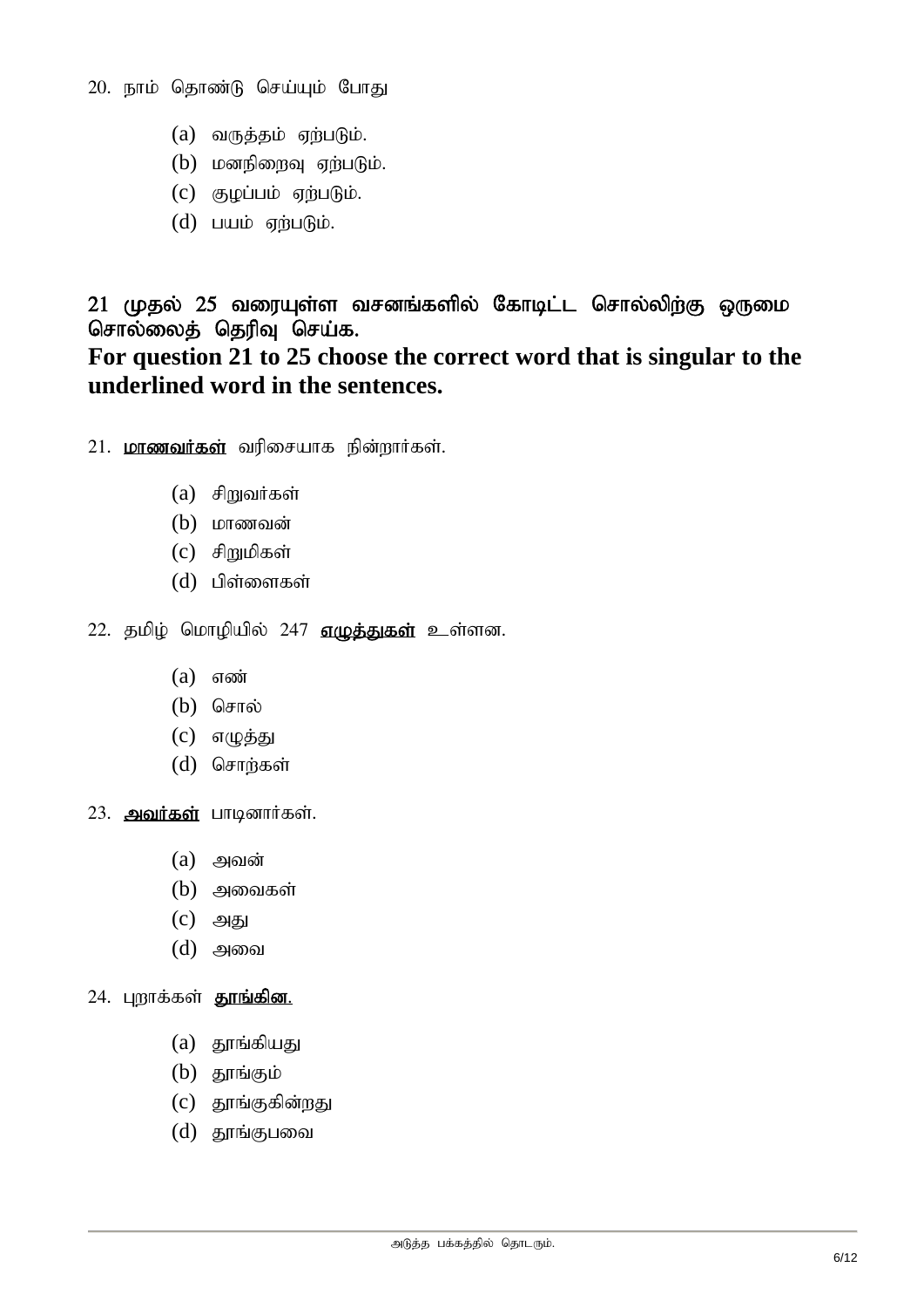20. நாம் தொண்டு செய்யும் போது

   (a) வருத்தம் ஏற்படும்.
   (b) மனநிறைவு ஏற்படும்.
   (c) குழப்பம் ஏற்படும்.
   (d) பயம் ஏற்படும்.

**21 முதல் 25 வரையுள்ள வசனங்களில் கோடிட்ட சொல்லிற்கு ஒருமை சொல்லைத் தெரிவு செய்க.**

**For question 21 to 25 choose the correct word that is singular to the underlined word in the sentences.**

21. <u>**மாணவர்கள்**</u> வரிசையாக நின்றார்கள்.

   (a) சிறுவர்கள்
   (b) மாணவன்
   (c) சிறுமிகள்
   (d) பிள்ளைகள்

22. தமிழ் மொழியில் 247 <u>**எழுத்துகள்**</u> உள்ளன.

   (a) எண்
   (b) சொல்
   (c) எழுத்து
   (d) சொற்கள்

23. <u>**அவர்கள்**</u> பாடினார்கள்.

   (a) அவன்
   (b) அவைகள்
   (c) அது
   (d) அவை

24. புறாக்கள் <u>**தூங்கின**</u>.

   (a) தூங்கியது
   (b) தூங்கும்
   (c) தூங்குகின்றது
   (d) தூங்குபவை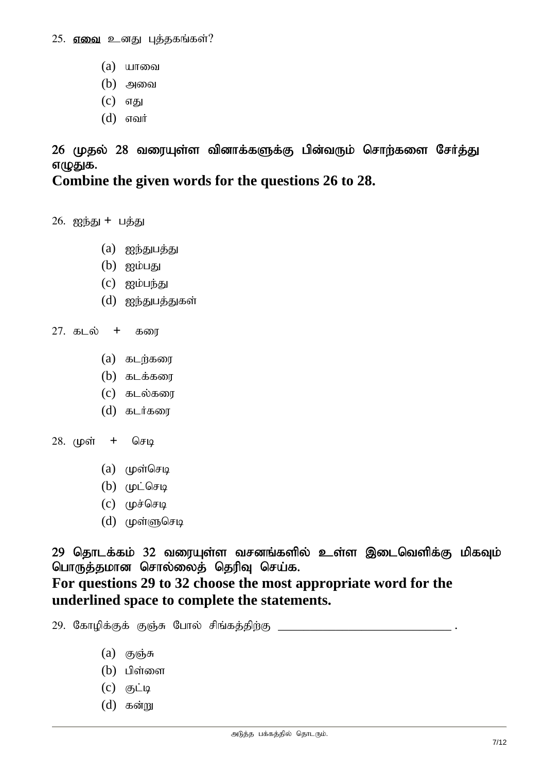25. <u>**எவை**</u> உனது புத்தகங்கள்?

(a) யாவை
(b) அவை
(c) எது
(d) எவர்

**26 முதல் 28 வரையுள்ள வினாக்களுக்கு பின்வரும் சொற்களை சேர்த்து எழுதுக.**
**Combine the given words for the questions 26 to 28.**

26. ஐந்து + பத்து

(a) ஐந்துபத்து
(b) ஐம்பது
(c) ஐம்பந்து
(d) ஐந்துபத்துகள்

27. கடல் + கரை

(a) கடற்கரை
(b) கடக்கரை
(c) கடல்கரை
(d) கடர்கரை

28. முள் + செடி

(a) முள்செடி
(b) முட்செடி
(c) முச்செடி
(d) முள்ளுசெடி

**29 தொடக்கம் 32 வரையுள்ள வசனங்களில் உள்ள இடைவெளிக்கு மிகவும் பொருத்தமான சொல்லைத் தெரிவு செய்க.**
**For questions 29 to 32 choose the most appropriate word for the underlined space to complete the statements.**

29. கோழிக்குக் குஞ்சு போல் சிங்கத்திற்கு ______________________________ .

(a) குஞ்சு
(b) பிள்ளை
(c) குட்டி
(d) கன்று

அடுத்த பக்கத்தில் தொடரும்.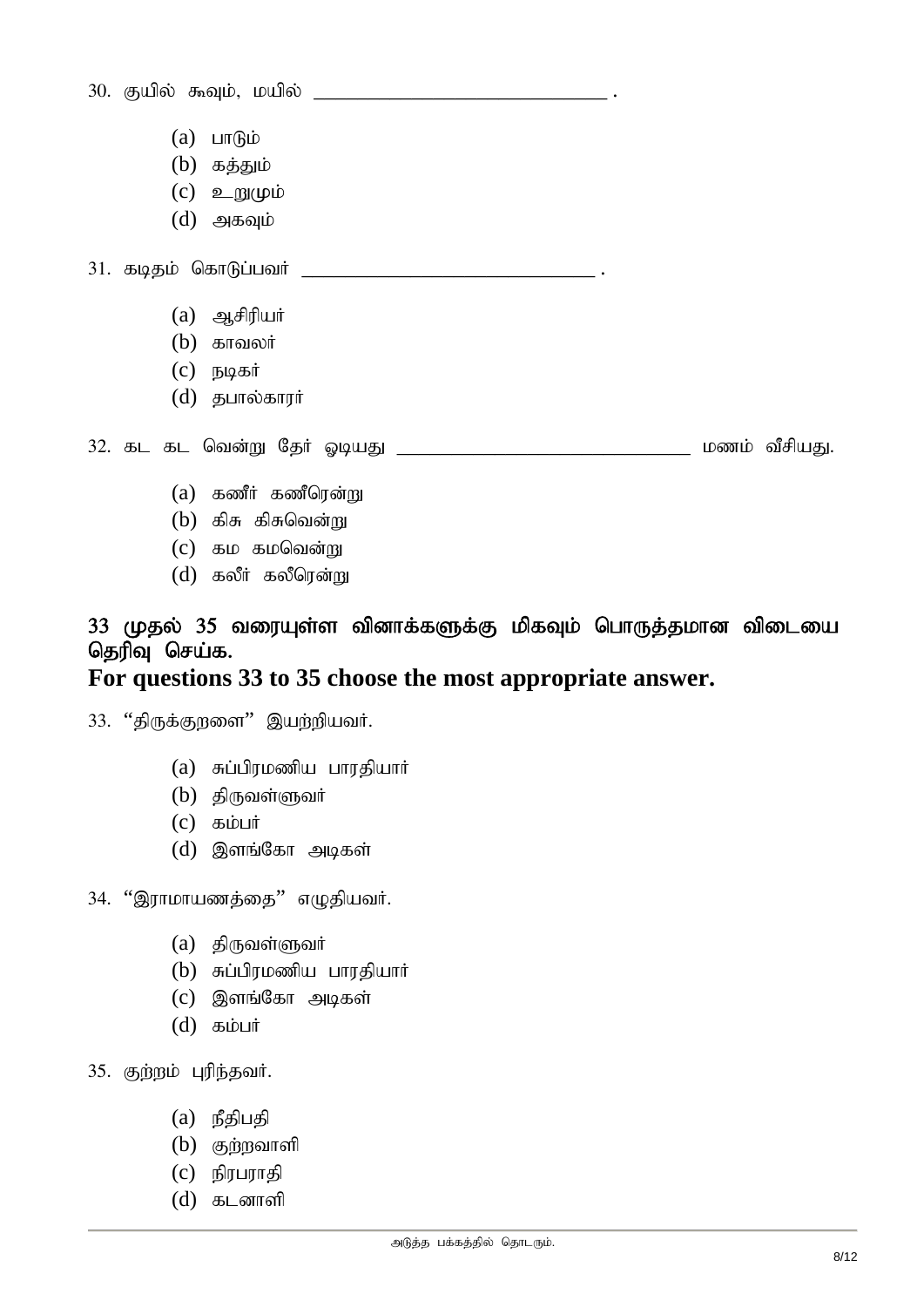30. குயில் கூவும், மயில் ______________________________ .

   (a) பாடும்
   (b) கத்தும்
   (c) உறுமும்
   (d) அகவும்

31. கடிதம் கொடுப்பவர் ______________________________ .

   (a) ஆசிரியர்
   (b) காவலர்
   (c) நடிகர்
   (d) தபால்காரர்

32. கட கட வென்று தேர் ஓடியது ______________________________ மணம் வீசியது.

   (a) கணீர் கணீரென்று
   (b) கிசு கிசுவென்று
   (c) கம கமவென்று
   (d) கலீர் கலீரென்று

**33 முதல் 35 வரையுள்ள வினாக்களுக்கு மிகவும் பொருத்தமான விடையை தெரிவு செய்க.**

**For questions 33 to 35 choose the most appropriate answer.**

33. "திருக்குறளை" இயற்றியவர்.

   (a) சுப்பிரமணிய பாரதியார்
   (b) திருவள்ளுவர்
   (c) கம்பர்
   (d) இளங்கோ அடிகள்

34. "இராமாயணத்தை" எழுதியவர்.

   (a) திருவள்ளுவர்
   (b) சுப்பிரமணிய பாரதியார்
   (c) இளங்கோ அடிகள்
   (d) கம்பர்

35. குற்றம் புரிந்தவர்.

   (a) நீதிபதி
   (b) குற்றவாளி
   (c) நிரபராதி
   (d) கடனாளி

அடுத்த பக்கத்தில் தொடரும்.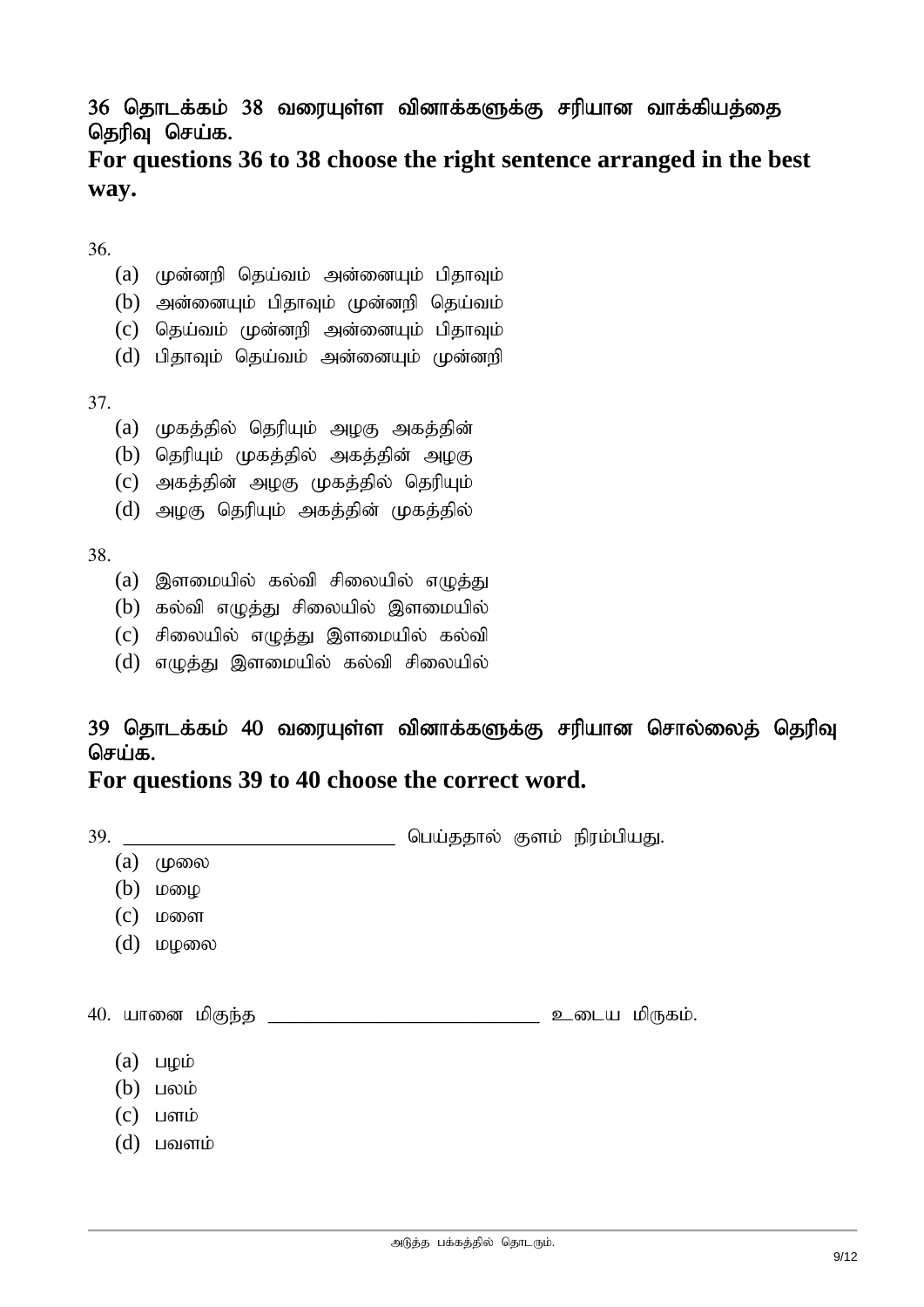### 36 தொடக்கம் 38 வரையுள்ள வினாக்களுக்கு சரியான வாக்கியத்தை தெரிவு செய்க.

### For questions 36 to 38 choose the right sentence arranged in the best way.

36.
- (a) முன்னறி தெய்வம் அன்னையும் பிதாவும்
- (b) அன்னையும் பிதாவும் முன்னறி தெய்வம்
- (c) தெய்வம் முன்னறி அன்னையும் பிதாவும்
- (d) பிதாவும் தெய்வம் அன்னையும் முன்னறி

37.
- (a) முகத்தில் தெரியும் அழகு அகத்தின்
- (b) தெரியும் முகத்தில் அகத்தின் அழகு
- (c) அகத்தின் அழகு முகத்தில் தெரியும்
- (d) அழகு தெரியும் அகத்தின் முகத்தில்

38.
- (a) இளமையில் கல்வி சிலையில் எழுத்து
- (b) கல்வி எழுத்து சிலையில் இளமையில்
- (c) சிலையில் எழுத்து இளமையில் கல்வி
- (d) எழுத்து இளமையில் கல்வி சிலையில்

### 39 தொடக்கம் 40 வரையுள்ள வினாக்களுக்கு சரியான சொல்லைத் தெரிவு செய்க.

### For questions 39 to 40 choose the correct word.

39. ____________________________ பெய்ததால் குளம் நிரம்பியது.
- (a) முலை
- (b) மழை
- (c) மளை
- (d) மழலை

40. யானை மிகுந்த ____________________________ உடைய மிருகம்.
- (a) பழம்
- (b) பலம்
- (c) பளம்
- (d) பவளம்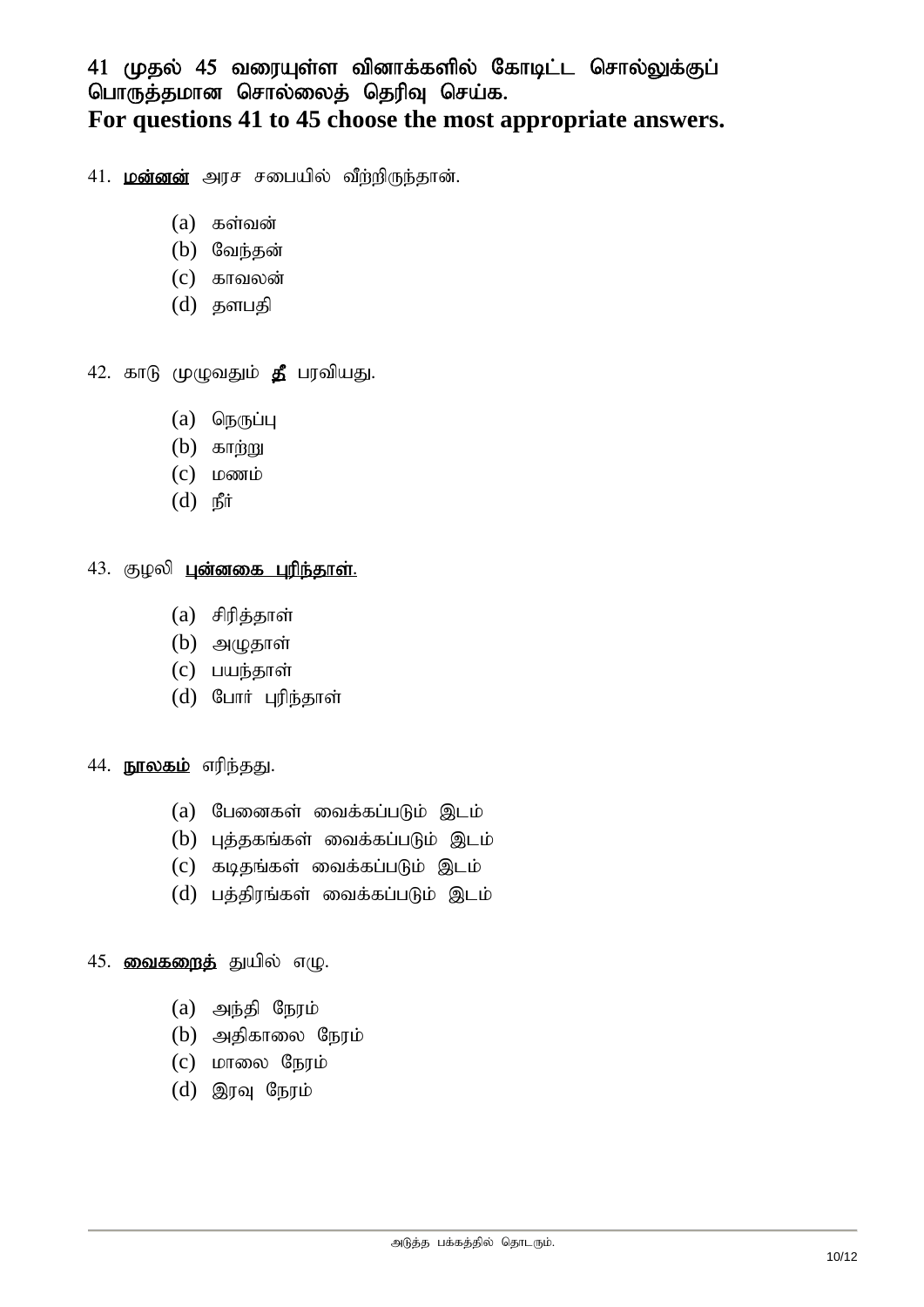**41 முதல் 45 வரையுள்ள வினாக்களில் கோடிட்ட சொல்லுக்குப் பொருத்தமான சொல்லைத் தெரிவு செய்க.**

**For questions 41 to 45 choose the most appropriate answers.**

41. <u>**மன்னன்**</u> அரச சபையில் வீற்றிருந்தான்.

   (a) கள்வன்
   (b) வேந்தன்
   (c) காவலன்
   (d) தளபதி

42. காடு முழுவதும் <u>**தீ**</u> பரவியது.

   (a) நெருப்பு
   (b) காற்று
   (c) மணம்
   (d) நீர்

43. குழலி <u>**புன்னகை புரிந்தாள்**</u>.

   (a) சிரித்தாள்
   (b) அழுதாள்
   (c) பயந்தாள்
   (d) போர் புரிந்தாள்

44. <u>**நூலகம்**</u> எரிந்தது.

   (a) பேனைகள் வைக்கப்படும் இடம்
   (b) புத்தகங்கள் வைக்கப்படும் இடம்
   (c) கடிதங்கள் வைக்கப்படும் இடம்
   (d) பத்திரங்கள் வைக்கப்படும் இடம்

45. <u>**வைகறைத்**</u> துயில் எழு.

   (a) அந்தி நேரம்
   (b) அதிகாலை நேரம்
   (c) மாலை நேரம்
   (d) இரவு நேரம்

அடுத்த பக்கத்தில் தொடரும்.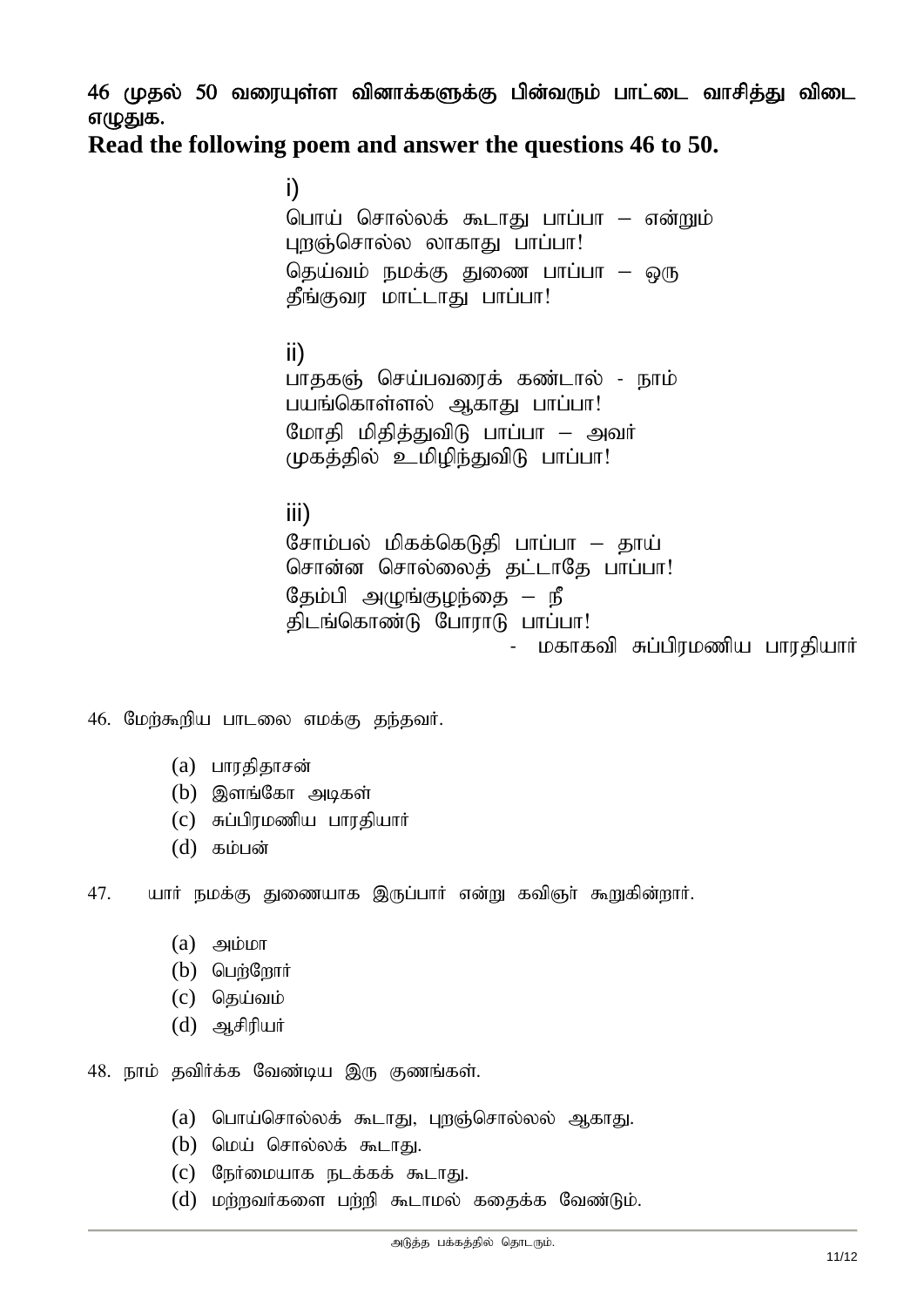**46 முதல் 50 வரையுள்ள வினாக்களுக்கு பின்வரும் பாட்டை வாசித்து விடை எழுதுக.**

**Read the following poem and answer the questions 46 to 50.**

i)
பொய் சொல்லக் கூடாது பாப்பா – என்றும்
புறஞ்சொல்ல லாகாது பாப்பா!
தெய்வம் நமக்கு துணை பாப்பா – ஒரு
தீங்குவர மாட்டாது பாப்பா!

ii)
பாதகஞ் செய்பவரைக் கண்டால் - நாம்
பயங்கொள்ளல் ஆகாது பாப்பா!
மோதி மிதித்துவிடு பாப்பா – அவர்
முகத்தில் உமிழிந்துவிடு பாப்பா!

iii)
சோம்பல் மிகக்கெடுதி பாப்பா – தாய்
சொன்ன சொல்லைத் தட்டாதே பாப்பா!
தேம்பி அழுங்குழந்தை – நீ
திடங்கொண்டு போராடு பாப்பா!

- மகாகவி சுப்பிரமணிய பாரதியார்

46. மேற்கூறிய பாடலை எமக்கு தந்தவர்.

   (a) பாரதிதாசன்
   (b) இளங்கோ அடிகள்
   (c) சுப்பிரமணிய பாரதியார்
   (d) கம்பன்

47. யார் நமக்கு துணையாக இருப்பார் என்று கவிஞர் கூறுகின்றார்.

   (a) அம்மா
   (b) பெற்றோர்
   (c) தெய்வம்
   (d) ஆசிரியர்

48. நாம் தவிர்க்க வேண்டிய இரு குணங்கள்.

   (a) பொய்சொல்லக் கூடாது, புறஞ்சொல்லல் ஆகாது.
   (b) மெய் சொல்லக் கூடாது.
   (c) நேர்மையாக நடக்கக் கூடாது.
   (d) மற்றவர்களை பற்றி கூடாமல் கதைக்க வேண்டும்.

அடுத்த பக்கத்தில் தொடரும்.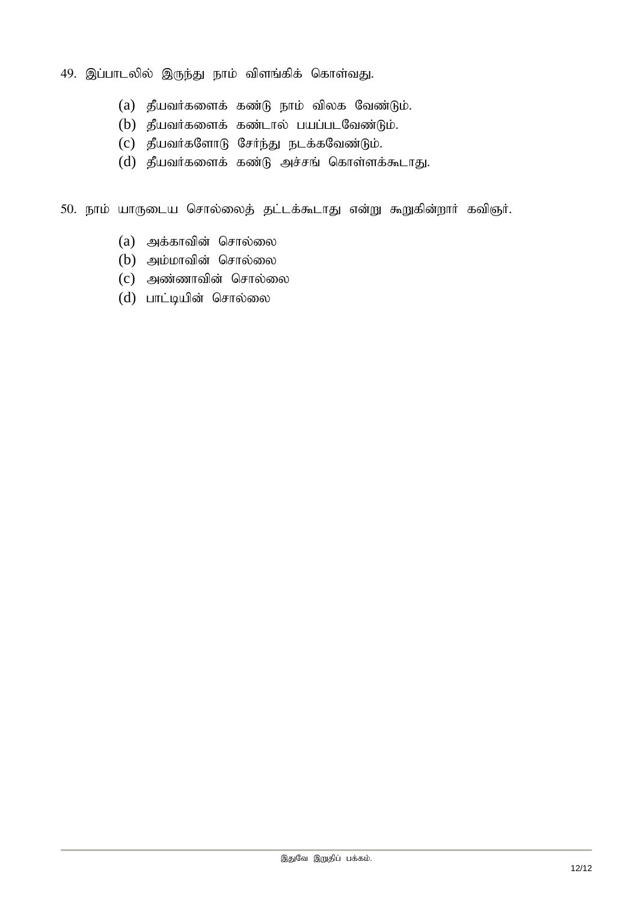49. இப்பாடலில் இருந்து நாம் விளங்கிக் கொள்வது.

(a) தீயவர்களைக் கண்டு நாம் விலக வேண்டும்.
(b) தீயவர்களைக் கண்டால் பயப்படவேண்டும்.
(c) தீயவர்களோடு சேர்ந்து நடக்கவேண்டும்.
(d) தீயவர்களைக் கண்டு அச்சங் கொள்ளக்கூடாது.

50. நாம் யாருடைய சொல்லைத் தட்டக்கூடாது என்று கூறுகின்றார் கவிஞர்.

(a) அக்காவின் சொல்லை
(b) அம்மாவின் சொல்லை
(c) அண்ணாவின் சொல்லை
(d) பாட்டியின் சொல்லை

இதுவே இறுதிப் பக்கம்.